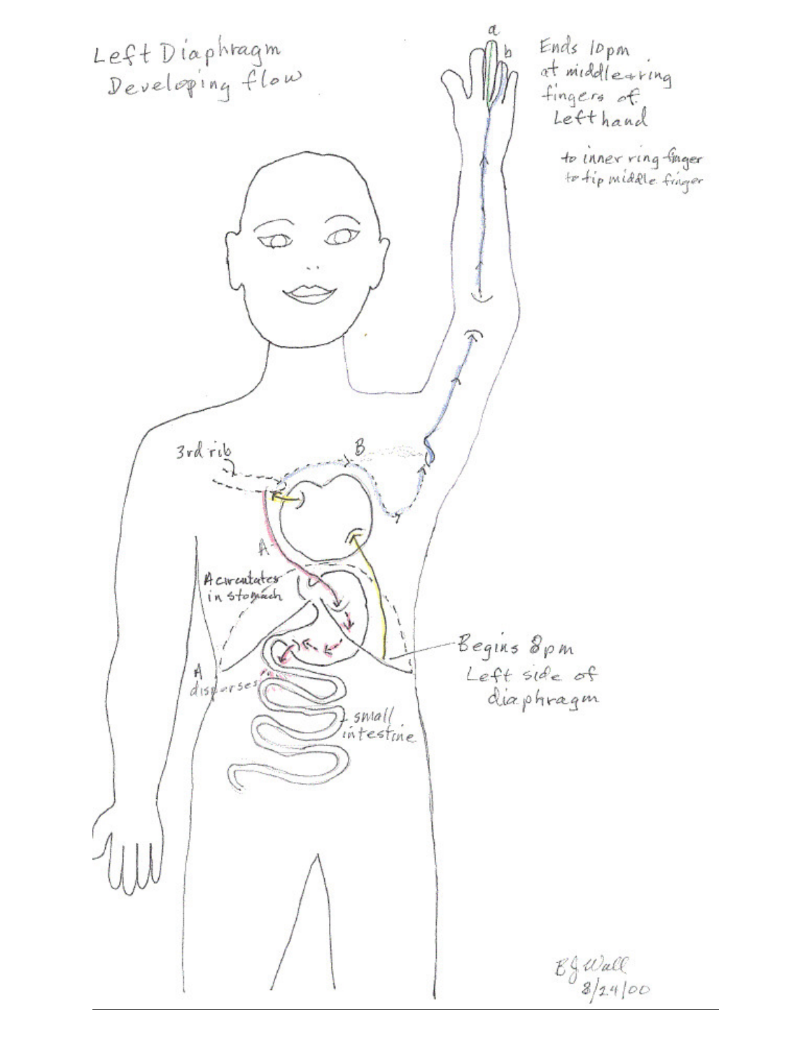# Left Diaphragm Developing flow

Ends 10pm at middle & ring fingers of Left hand

to inner ring finger to tip middle finger

a

b

3rd rib

B

A

A circulates in stomach

A disperses

small intestine

Begins 8pm Left side of diaphragm

BJ Wall 8/24/00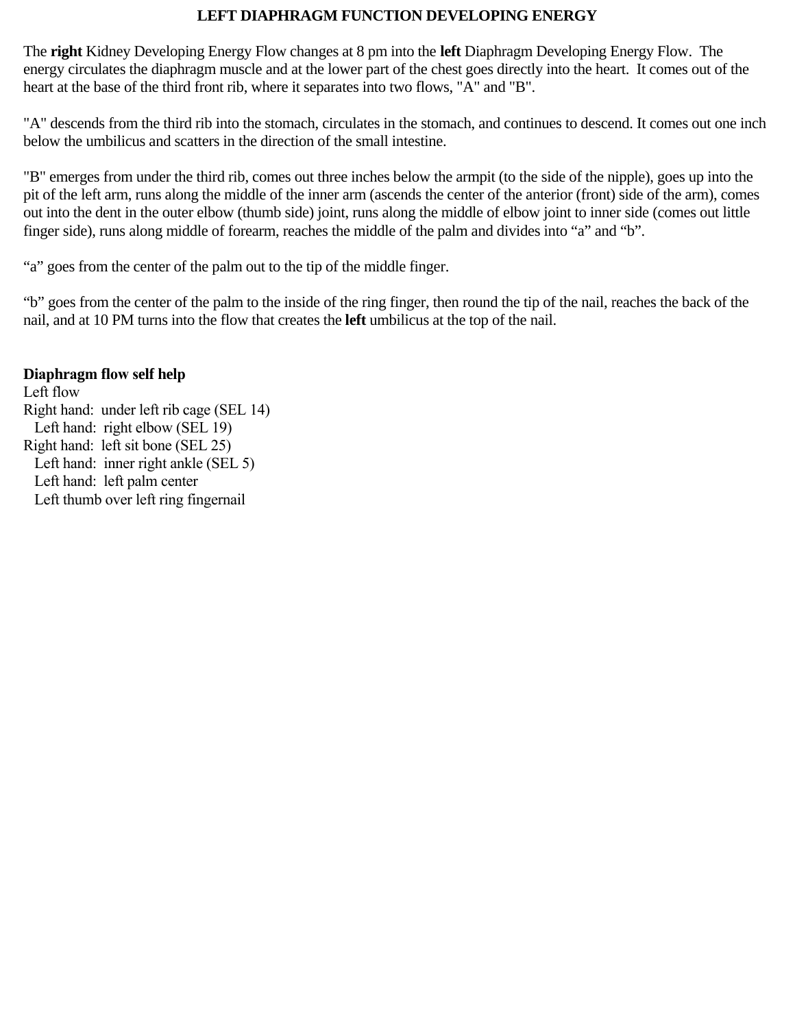# LEFT DIAPHRAGM FUNCTION DEVELOPING ENERGY

The **right** Kidney Developing Energy Flow changes at 8 pm into the **left** Diaphragm Developing Energy Flow. The energy circulates the diaphragm muscle and at the lower part of the chest goes directly into the heart. It comes out of the heart at the base of the third front rib, where it separates into two flows, "A" and "B".

"A" descends from the third rib into the stomach, circulates in the stomach, and continues to descend. It comes out one inch below the umbilicus and scatters in the direction of the small intestine.

"B" emerges from under the third rib, comes out three inches below the armpit (to the side of the nipple), goes up into the pit of the left arm, runs along the middle of the inner arm (ascends the center of the anterior (front) side of the arm), comes out into the dent in the outer elbow (thumb side) joint, runs along the middle of elbow joint to inner side (comes out little finger side), runs along middle of forearm, reaches the middle of the palm and divides into "a" and "b".

"a" goes from the center of the palm out to the tip of the middle finger.

"b" goes from the center of the palm to the inside of the ring finger, then round the tip of the nail, reaches the back of the nail, and at 10 PM turns into the flow that creates the **left** umbilicus at the top of the nail.

**Diaphragm flow self help**

Left flow
Right hand: under left rib cage (SEL 14)
  Left hand: right elbow (SEL 19)
Right hand: left sit bone (SEL 25)
  Left hand: inner right ankle (SEL 5)
  Left hand: left palm center
  Left thumb over left ring fingernail